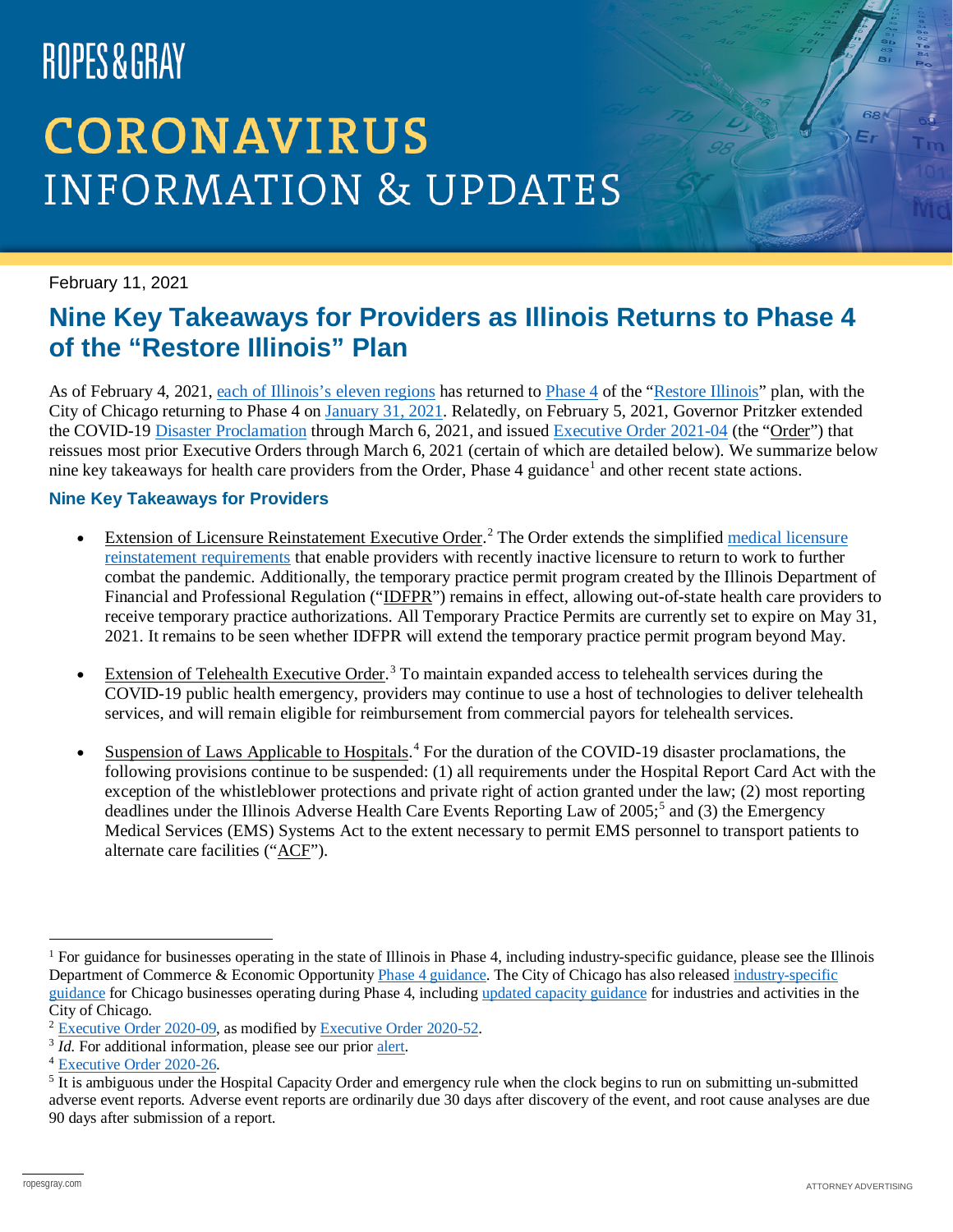ROPES & GRAY

# CORONAVIRUS INFORMATION & UPDATES

February 11, 2021

## Nine Key Takeaways for Providers as Illinois Returns to Phase 4 of the "Restore Illinois" Plan

As of February 4, 2021, each of Illinois's eleven regions has returned to Phase 4 of the "Restore Illinois" plan, with the City of Chicago returning to Phase 4 on January 31, 2021. Relatedly, on February 5, 2021, Governor Pritzker extended the COVID-19 Disaster Proclamation through March 6, 2021, and issued Executive Order 2021-04 (the "Order") that reissues most prior Executive Orders through March 6, 2021 (certain of which are detailed below). We summarize below nine key takeaways for health care providers from the Order, Phase 4 guidance[1] and other recent state actions.

### Nine Key Takeaways for Providers

- Extension of Licensure Reinstatement Executive Order.[2] The Order extends the simplified medical licensure reinstatement requirements that enable providers with recently inactive licensure to return to work to further combat the pandemic. Additionally, the temporary practice permit program created by the Illinois Department of Financial and Professional Regulation ("IDFPR") remains in effect, allowing out-of-state health care providers to receive temporary practice authorizations. All Temporary Practice Permits are currently set to expire on May 31, 2021. It remains to be seen whether IDFPR will extend the temporary practice permit program beyond May.

- Extension of Telehealth Executive Order.[3] To maintain expanded access to telehealth services during the COVID-19 public health emergency, providers may continue to use a host of technologies to deliver telehealth services, and will remain eligible for reimbursement from commercial payors for telehealth services.

- Suspension of Laws Applicable to Hospitals.[4] For the duration of the COVID-19 disaster proclamations, the following provisions continue to be suspended: (1) all requirements under the Hospital Report Card Act with the exception of the whistleblower protections and private right of action granted under the law; (2) most reporting deadlines under the Illinois Adverse Health Care Events Reporting Law of 2005;[5] and (3) the Emergency Medical Services (EMS) Systems Act to the extent necessary to permit EMS personnel to transport patients to alternate care facilities ("ACF").

---

[1] For guidance for businesses operating in the state of Illinois in Phase 4, including industry-specific guidance, please see the Illinois Department of Commerce & Economic Opportunity Phase 4 guidance. The City of Chicago has also released industry-specific guidance for Chicago businesses operating during Phase 4, including updated capacity guidance for industries and activities in the City of Chicago.

[2] Executive Order 2020-09, as modified by Executive Order 2020-52.

[3] *Id.* For additional information, please see our prior alert.

[4] Executive Order 2020-26.

[5] It is ambiguous under the Hospital Capacity Order and emergency rule when the clock begins to run on submitting un-submitted adverse event reports. Adverse event reports are ordinarily due 30 days after discovery of the event, and root cause analyses are due 90 days after submission of a report.

ropesgray.com

ATTORNEY ADVERTISING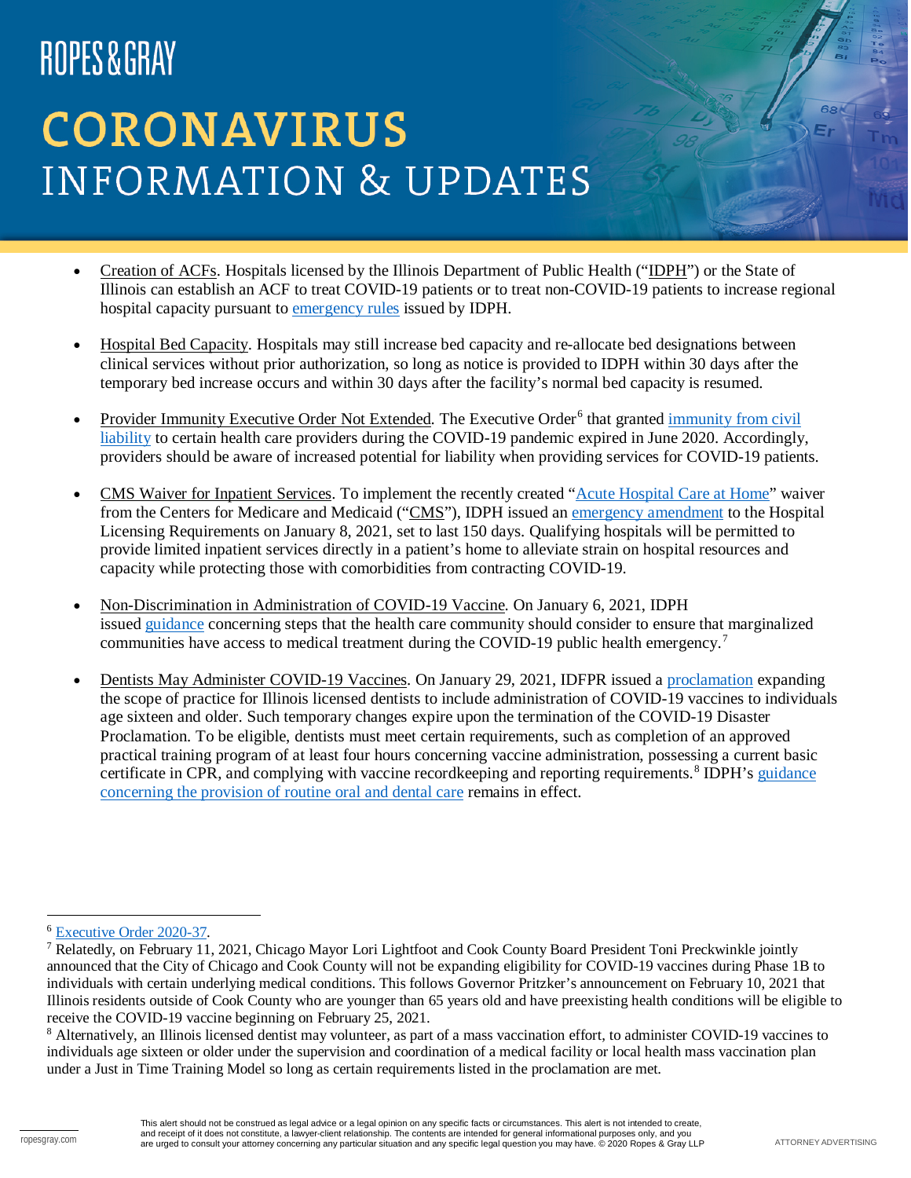- Creation of ACFs. Hospitals licensed by the Illinois Department of Public Health ("IDPH") or the State of Illinois can establish an ACF to treat COVID-19 patients or to treat non-COVID-19 patients to increase regional hospital capacity pursuant to emergency rules issued by IDPH.

- Hospital Bed Capacity. Hospitals may still increase bed capacity and re-allocate bed designations between clinical services without prior authorization, so long as notice is provided to IDPH within 30 days after the temporary bed increase occurs and within 30 days after the facility's normal bed capacity is resumed.

- Provider Immunity Executive Order Not Extended. The Executive Order[6] that granted immunity from civil liability to certain health care providers during the COVID-19 pandemic expired in June 2020. Accordingly, providers should be aware of increased potential for liability when providing services for COVID-19 patients.

- CMS Waiver for Inpatient Services. To implement the recently created "Acute Hospital Care at Home" waiver from the Centers for Medicare and Medicaid ("CMS"), IDPH issued an emergency amendment to the Hospital Licensing Requirements on January 8, 2021, set to last 150 days. Qualifying hospitals will be permitted to provide limited inpatient services directly in a patient's home to alleviate strain on hospital resources and capacity while protecting those with comorbidities from contracting COVID-19.

- Non-Discrimination in Administration of COVID-19 Vaccine. On January 6, 2021, IDPH issued guidance concerning steps that the health care community should consider to ensure that marginalized communities have access to medical treatment during the COVID-19 public health emergency.[7]

- Dentists May Administer COVID-19 Vaccines. On January 29, 2021, IDFPR issued a proclamation expanding the scope of practice for Illinois licensed dentists to include administration of COVID-19 vaccines to individuals age sixteen and older. Such temporary changes expire upon the termination of the COVID-19 Disaster Proclamation. To be eligible, dentists must meet certain requirements, such as completion of an approved practical training program of at least four hours concerning vaccine administration, possessing a current basic certificate in CPR, and complying with vaccine recordkeeping and reporting requirements.[8] IDPH's guidance concerning the provision of routine oral and dental care remains in effect.

---

[6] Executive Order 2020-37.

[7] Relatedly, on February 11, 2021, Chicago Mayor Lori Lightfoot and Cook County Board President Toni Preckwinkle jointly announced that the City of Chicago and Cook County will not be expanding eligibility for COVID-19 vaccines during Phase 1B to individuals with certain underlying medical conditions. This follows Governor Pritzker's announcement on February 10, 2021 that Illinois residents outside of Cook County who are younger than 65 years old and have preexisting health conditions will be eligible to receive the COVID-19 vaccine beginning on February 25, 2021.

[8] Alternatively, an Illinois licensed dentist may volunteer, as part of a mass vaccination effort, to administer COVID-19 vaccines to individuals age sixteen or older under the supervision and coordination of a medical facility or local health mass vaccination plan under a Just in Time Training Model so long as certain requirements listed in the proclamation are met.

This alert should not be construed as legal advice or a legal opinion on any specific facts or circumstances. This alert is not intended to create, and receipt of it does not constitute, a lawyer-client relationship. The contents are intended for general informational purposes only, and you are urged to consult your attorney concerning any particular situation and any specific legal question you may have. © 2020 Ropes & Gray LLP

ATTORNEY ADVERTISING